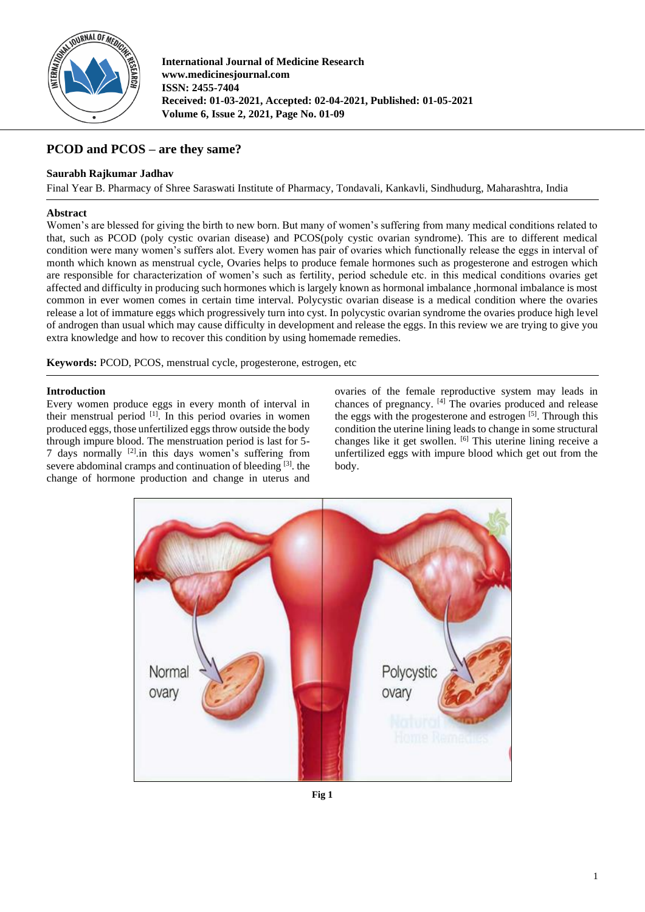International Journal of Medicine Research
www.medicinesjournal.com
ISSN: 2455-7404
Received: 01-03-2021, Accepted: 02-04-2021, Published: 01-05-2021
Volume 6, Issue 2, 2021, Page No. 01-09

# PCOD and PCOS – are they same?

**Saurabh Rajkumar Jadhav**

Final Year B. Pharmacy of Shree Saraswati Institute of Pharmacy, Tondavali, Kankavli, Sindhudurg, Maharashtra, India

## Abstract

Women's are blessed for giving the birth to new born. But many of women's suffering from many medical conditions related to that, such as PCOD (poly cystic ovarian disease) and PCOS(poly cystic ovarian syndrome). This are to different medical condition were many women's suffers alot. Every women has pair of ovaries which functionally release the eggs in interval of month which known as menstrual cycle, Ovaries helps to produce female hormones such as progesterone and estrogen which are responsible for characterization of women's such as fertility, period schedule etc. in this medical conditions ovaries get affected and difficulty in producing such hormones which is largely known as hormonal imbalance ,hormonal imbalance is most common in ever women comes in certain time interval. Polycystic ovarian disease is a medical condition where the ovaries release a lot of immature eggs which progressively turn into cyst. In polycystic ovarian syndrome the ovaries produce high level of androgen than usual which may cause difficulty in development and release the eggs. In this review we are trying to give you extra knowledge and how to recover this condition by using homemade remedies.

**Keywords:** PCOD, PCOS, menstrual cycle, progesterone, estrogen, etc

## Introduction

Every women produce eggs in every month of interval in their menstrual period [1]. In this period ovaries in women produced eggs, those unfertilized eggs throw outside the body through impure blood. The menstruation period is last for 5-7 days normally [2].in this days women's suffering from severe abdominal cramps and continuation of bleeding [3]. the change of hormone production and change in uterus and ovaries of the female reproductive system may leads in chances of pregnancy. [4] The ovaries produced and release the eggs with the progesterone and estrogen [5]. Through this condition the uterine lining leads to change in some structural changes like it get swollen. [6] This uterine lining receive a unfertilized eggs with impure blood which get out from the body.

Normal ovary

Polycystic ovary

Fig 1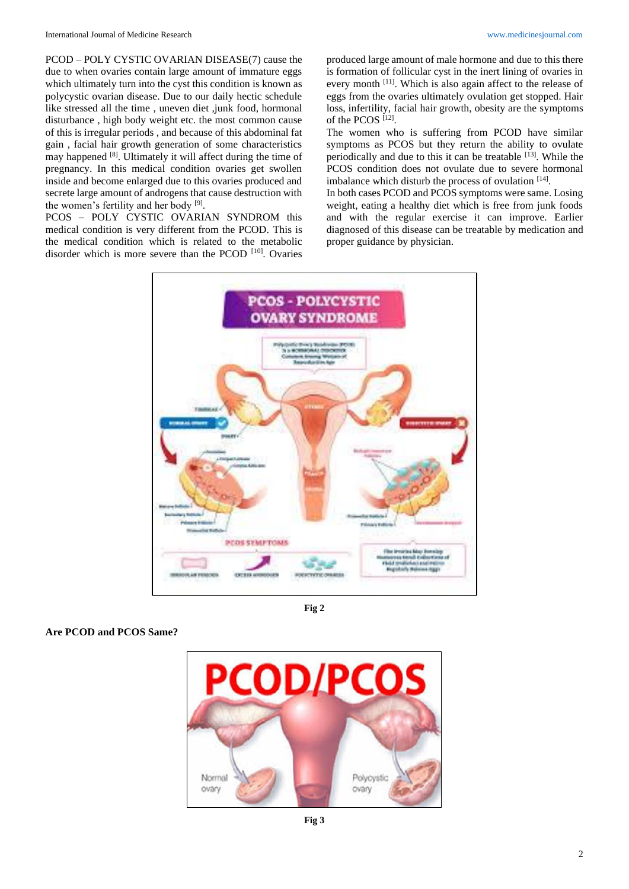PCOD – POLY CYSTIC OVARIAN DISEASE(7) cause the due to when ovaries contain large amount of immature eggs which ultimately turn into the cyst this condition is known as polycystic ovarian disease. Due to our daily hectic schedule like stressed all the time , uneven diet ,junk food, hormonal disturbance , high body weight etc. the most common cause of this is irregular periods , and because of this abdominal fat gain , facial hair growth generation of some characteristics may happened [8]. Ultimately it will affect during the time of pregnancy. In this medical condition ovaries get swollen inside and become enlarged due to this ovaries produced and secrete large amount of androgens that cause destruction with the women's fertility and her body [9].

PCOS – POLY CYSTIC OVARIAN SYNDROM this medical condition is very different from the PCOD. This is the medical condition which is related to the metabolic disorder which is more severe than the PCOD [10]. Ovaries produced large amount of male hormone and due to this there is formation of follicular cyst in the inert lining of ovaries in every month [11]. Which is also again affect to the release of eggs from the ovaries ultimately ovulation get stopped. Hair loss, infertility, facial hair growth, obesity are the symptoms of the PCOS [12].

The women who is suffering from PCOD have similar symptoms as PCOS but they return the ability to ovulate periodically and due to this it can be treatable [13]. While the PCOS condition does not ovulate due to severe hormonal imbalance which disturb the process of ovulation [14].

In both cases PCOD and PCOS symptoms were same. Losing weight, eating a healthy diet which is free from junk foods and with the regular exercise it can improve. Earlier diagnosed of this disease can be treatable by medication and proper guidance by physician.

Fig 2

**Are PCOD and PCOS Same?**

Fig 3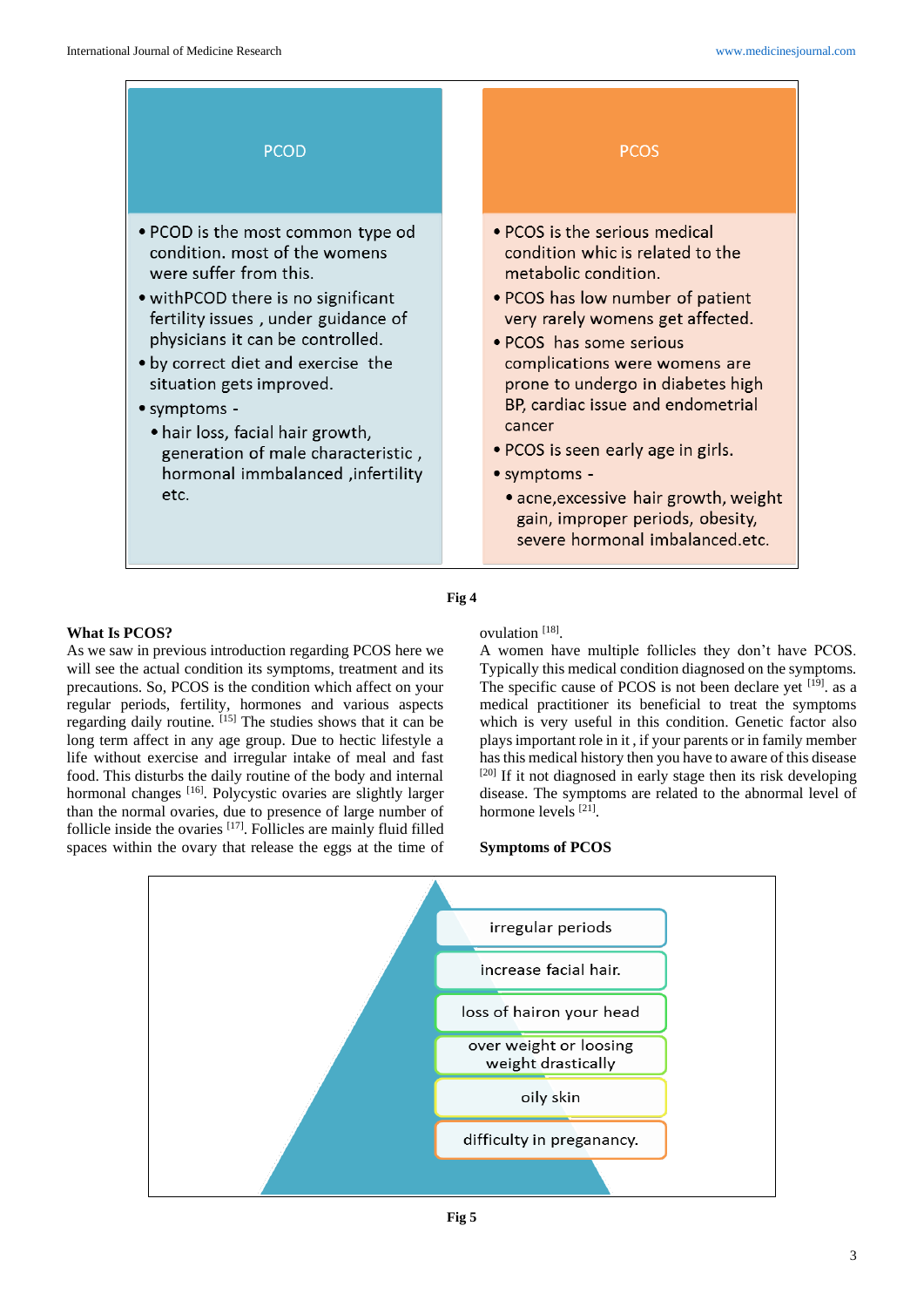PCOD

- PCOD is the most common type od condition. most of the womens were suffer from this.
- withPCOD there is no significant fertility issues , under guidance of physicians it can be controlled.
- by correct diet and exercise the situation gets improved.
- symptoms -
  - hair loss, facial hair growth, generation of male characteristic , hormonal immbalanced ,infertility etc.

PCOS

- PCOS is the serious medical condition whic is related to the metabolic condition.
- PCOS has low number of patient very rarely womens get affected.
- PCOS has some serious complications were womens are prone to undergo in diabetes high BP, cardiac issue and endometrial cancer
- PCOS is seen early age in girls.
- symptoms -
  - acne,excessive hair growth, weight gain, improper periods, obesity, severe hormonal imbalanced.etc.

**Fig 4**

**What Is PCOS?**

As we saw in previous introduction regarding PCOS here we will see the actual condition its symptoms, treatment and its precautions. So, PCOS is the condition which affect on your regular periods, fertility, hormones and various aspects regarding daily routine. [15] The studies shows that it can be long term affect in any age group. Due to hectic lifestyle a life without exercise and irregular intake of meal and fast food. This disturbs the daily routine of the body and internal hormonal changes [16]. Polycystic ovaries are slightly larger than the normal ovaries, due to presence of large number of follicle inside the ovaries [17]. Follicles are mainly fluid filled spaces within the ovary that release the eggs at the time of ovulation [18].

A women have multiple follicles they don't have PCOS. Typically this medical condition diagnosed on the symptoms. The specific cause of PCOS is not been declare yet [19]. as a medical practitioner its beneficial to treat the symptoms which is very useful in this condition. Genetic factor also plays important role in it , if your parents or in family member has this medical history then you have to aware of this disease [20] If it not diagnosed in early stage then its risk developing disease. The symptoms are related to the abnormal level of hormone levels [21].

**Symptoms of PCOS**

irregular periods

increase facial hair.

loss of hairon your head

over weight or loosing weight drastically

oily skin

difficulty in preganancy.

**Fig 5**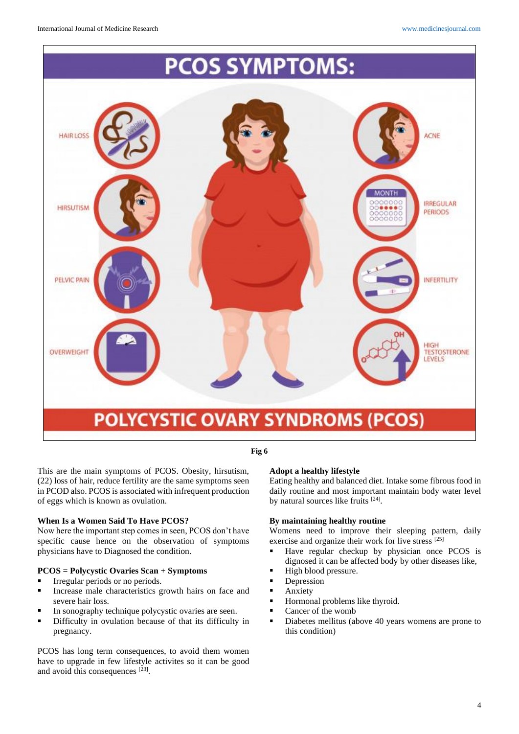PCOS SYMPTOMS:

HAIR LOSS

HIRSUTISM

PELVIC PAIN

OVERWEIGHT

ACNE

IRREGULAR PERIODS

INFERTILITY

HIGH TESTOSTERONE LEVELS

MONTH

POLYCYSTIC OVARY SYNDROMS (PCOS)

**Fig 6**

This are the main symptoms of PCOS. Obesity, hirsutism, (22) loss of hair, reduce fertility are the same symptoms seen in PCOD also. PCOS is associated with infrequent production of eggs which is known as ovulation.

**When Is a Women Said To Have PCOS?**

Now here the important step comes in seen, PCOS don't have specific cause hence on the observation of symptoms physicians have to Diagnosed the condition.

**PCOS = Polycystic Ovaries Scan + Symptoms**

- Irregular periods or no periods.
- Increase male characteristics growth hairs on face and severe hair loss.
- In sonography technique polycystic ovaries are seen.
- Difficulty in ovulation because of that its difficulty in pregnancy.

PCOS has long term consequences, to avoid them women have to upgrade in few lifestyle activites so it can be good and avoid this consequences [23].

**Adopt a healthy lifestyle**

Eating healthy and balanced diet. Intake some fibrous food in daily routine and most important maintain body water level by natural sources like fruits [24].

**By maintaining healthy routine**

Womens need to improve their sleeping pattern, daily exercise and organize their work for live stress [25]

- Have regular checkup by physician once PCOS is dignosed it can be affected body by other diseases like,
- High blood pressure.
- Depression
- Anxiety
- Hormonal problems like thyroid.
- Cancer of the womb
- Diabetes mellitus (above 40 years womens are prone to this condition)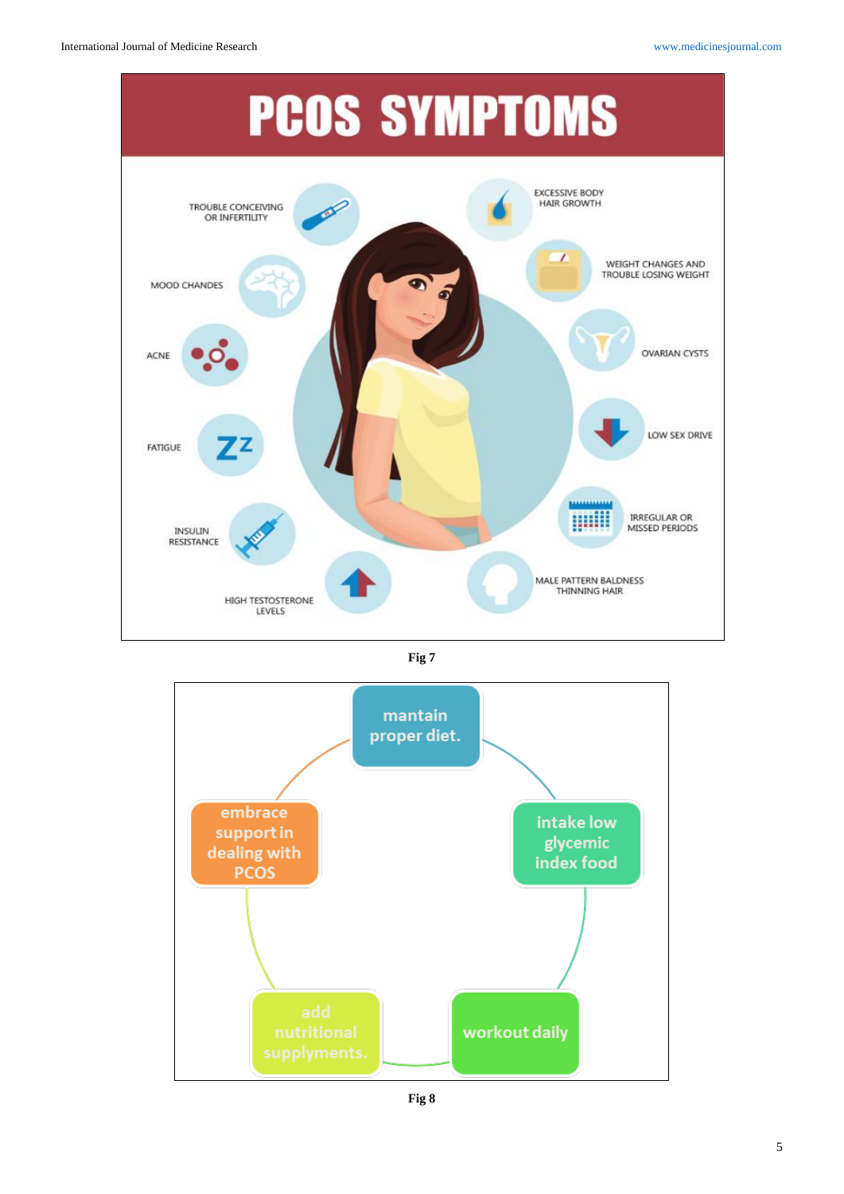PCOS SYMPTOMS

TROUBLE CONCEIVING OR INFERTILITY

EXCESSIVE BODY HAIR GROWTH

MOOD CHANDES

WEIGHT CHANGES AND TROUBLE LOSING WEIGHT

ACNE

OVARIAN CYSTS

FATIGUE

LOW SEX DRIVE

INSULIN RESISTANCE

IRREGULAR OR MISSED PERIODS

HIGH TESTOSTERONE LEVELS

MALE PATTERN BALDNESS THINNING HAIR

**Fig 7**

mantain proper diet.

intake low glycemic index food

workout daily

add nutritional supplyments.

embrace support in dealing with PCOS

**Fig 8**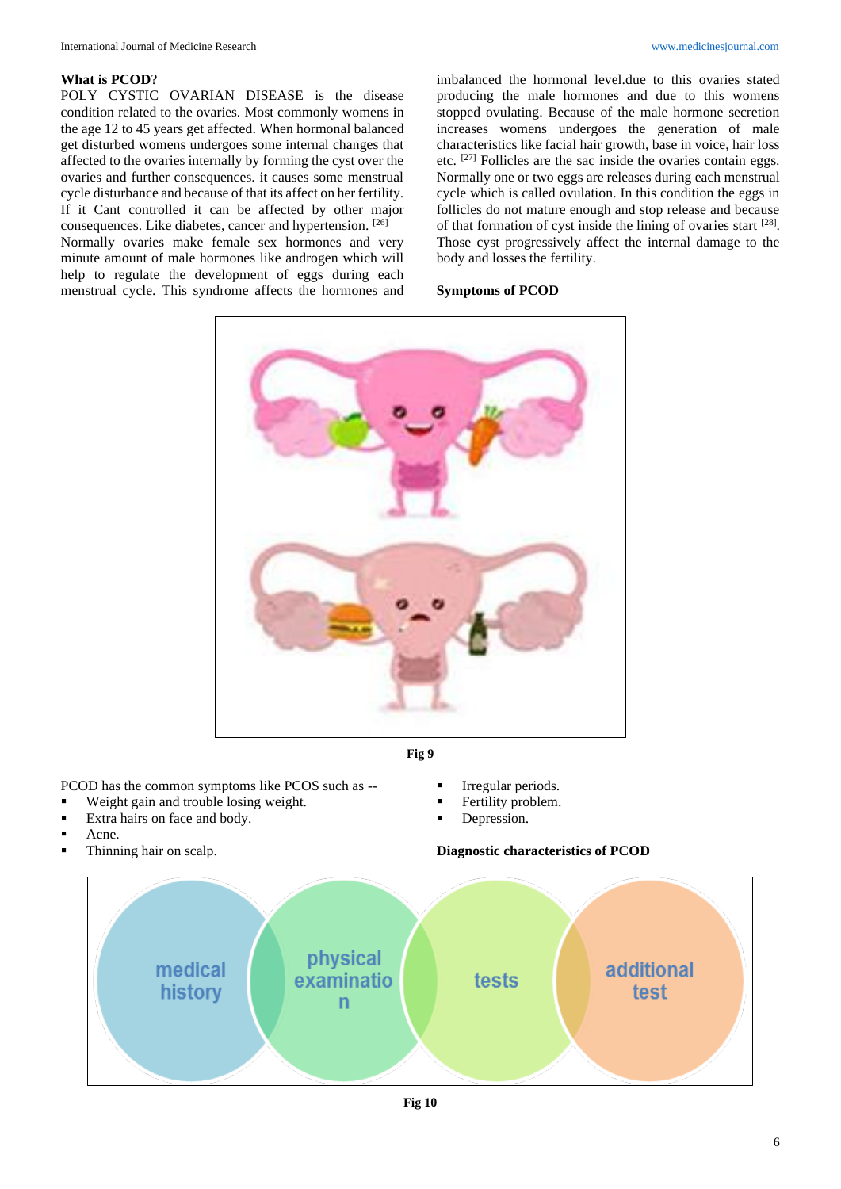**What is PCOD?**

POLY CYSTIC OVARIAN DISEASE is the disease condition related to the ovaries. Most commonly womens in the age 12 to 45 years get affected. When hormonal balanced get disturbed womens undergoes some internal changes that affected to the ovaries internally by forming the cyst over the ovaries and further consequences. it causes some menstrual cycle disturbance and because of that its affect on her fertility. If it Cant controlled it can be affected by other major consequences. Like diabetes, cancer and hypertension. [26]

Normally ovaries make female sex hormones and very minute amount of male hormones like androgen which will help to regulate the development of eggs during each menstrual cycle. This syndrome affects the hormones and imbalanced the hormonal level.due to this ovaries stated producing the male hormones and due to this womens stopped ovulating. Because of the male hormone secretion increases womens undergoes the generation of male characteristics like facial hair growth, base in voice, hair loss etc. [27] Follicles are the sac inside the ovaries contain eggs. Normally one or two eggs are releases during each menstrual cycle which is called ovulation. In this condition the eggs in follicles do not mature enough and stop release and because of that formation of cyst inside the lining of ovaries start [28]. Those cyst progressively affect the internal damage to the body and losses the fertility.

**Symptoms of PCOD**

Fig 9

PCOD has the common symptoms like PCOS such as --

- Weight gain and trouble losing weight.
- Extra hairs on face and body.
- Acne.
- Thinning hair on scalp.
- Irregular periods.
- Fertility problem.
- Depression.

**Diagnostic characteristics of PCOD**

medical history

physical examination

tests

additional test

Fig 10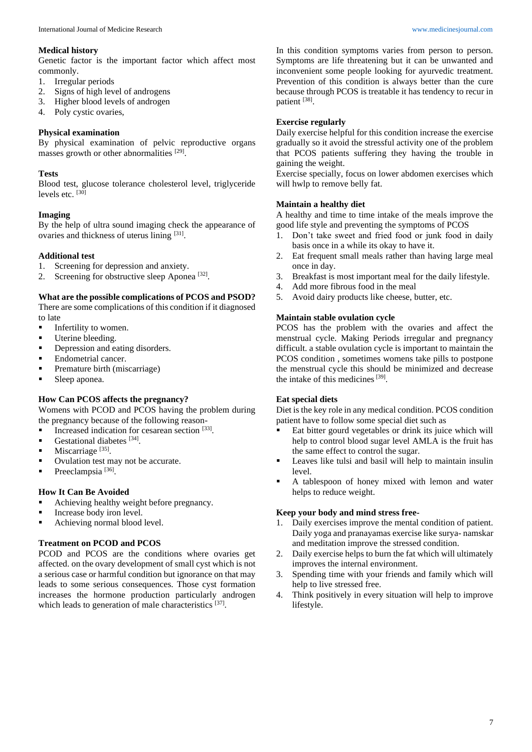## Medical history

Genetic factor is the important factor which affect most commonly.

1. Irregular periods
2. Signs of high level of androgens
3. Higher blood levels of androgen
4. Poly cystic ovaries,

## Physical examination

By physical examination of pelvic reproductive organs masses growth or other abnormalities [29].

## Tests

Blood test, glucose tolerance cholesterol level, triglyceride levels etc. [30]

## Imaging

By the help of ultra sound imaging check the appearance of ovaries and thickness of uterus lining [31].

## Additional test

1. Screening for depression and anxiety.
2. Screening for obstructive sleep Aponea [32].

## What are the possible complications of PCOS and PSOD?

There are some complications of this condition if it diagnosed to late

- Infertility to women.
- Uterine bleeding.
- Depression and eating disorders.
- Endometrial cancer.
- Premature birth (miscarriage)
- Sleep aponea.

## How Can PCOS affects the pregnancy?

Womens with PCOD and PCOS having the problem during the pregnancy because of the following reason-

- Increased indication for cesarean section [33].
- Gestational diabetes [34].
- Miscarriage [35].
- Ovulation test may not be accurate.
- Preeclampsia [36].

## How It Can Be Avoided

- Achieving healthy weight before pregnancy.
- Increase body iron level.
- Achieving normal blood level.

## Treatment on PCOD and PCOS

PCOD and PCOS are the conditions where ovaries get affected. on the ovary development of small cyst which is not a serious case or harmful condition but ignorance on that may leads to some serious consequences. Those cyst formation increases the hormone production particularly androgen which leads to generation of male characteristics [37].

In this condition symptoms varies from person to person. Symptoms are life threatening but it can be unwanted and inconvenient some people looking for ayurvedic treatment. Prevention of this condition is always better than the cure because through PCOS is treatable it has tendency to recur in patient [38].

## Exercise regularly

Daily exercise helpful for this condition increase the exercise gradually so it avoid the stressful activity one of the problem that PCOS patients suffering they having the trouble in gaining the weight.

Exercise specially, focus on lower abdomen exercises which will hwlp to remove belly fat.

## Maintain a healthy diet

A healthy and time to time intake of the meals improve the good life style and preventing the symptoms of PCOS

1. Don't take sweet and fried food or junk food in daily basis once in a while its okay to have it.
2. Eat frequent small meals rather than having large meal once in day.
3. Breakfast is most important meal for the daily lifestyle.
4. Add more fibrous food in the meal
5. Avoid dairy products like cheese, butter, etc.

## Maintain stable ovulation cycle

PCOS has the problem with the ovaries and affect the menstrual cycle. Making Periods irregular and pregnancy difficult. a stable ovulation cycle is important to maintain the PCOS condition , sometimes womens take pills to postpone the menstrual cycle this should be minimized and decrease the intake of this medicines [39].

## Eat special diets

Diet is the key role in any medical condition. PCOS condition patient have to follow some special diet such as

- Eat bitter gourd vegetables or drink its juice which will help to control blood sugar level AMLA is the fruit has the same effect to control the sugar.
- Leaves like tulsi and basil will help to maintain insulin level.
- A tablespoon of honey mixed with lemon and water helps to reduce weight.

## Keep your body and mind stress free-

1. Daily exercises improve the mental condition of patient. Daily yoga and pranayamas exercise like surya- namskar and meditation improve the stressed condition.
2. Daily exercise helps to burn the fat which will ultimately improves the internal environment.
3. Spending time with your friends and family which will help to live stressed free.
4. Think positively in every situation will help to improve lifestyle.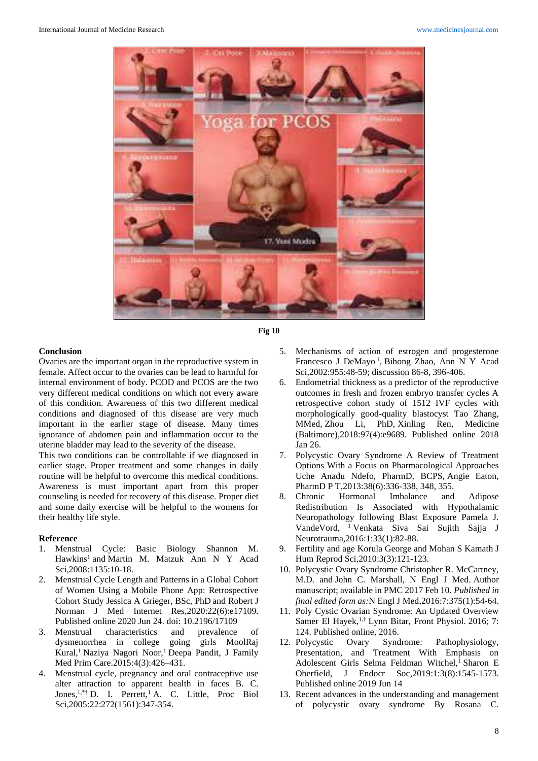Fig 10

## Conclusion

Ovaries are the important organ in the reproductive system in female. Affect occur to the ovaries can be lead to harmful for internal environment of body. PCOD and PCOS are the two very different medical conditions on which not every aware of this condition. Awareness of this two different medical conditions and diagnosed of this disease are very much important in the earlier stage of disease. Many times ignorance of abdomen pain and inflammation occur to the uterine bladder may lead to the severity of the disease.

This two conditions can be controllable if we diagnosed in earlier stage. Proper treatment and some changes in daily routine will be helpful to overcome this medical conditions. Awareness is must important apart from this proper counseling is needed for recovery of this disease. Proper diet and some daily exercise will be helpful to the womens for their healthy life style.

## Reference

1. Menstrual Cycle: Basic Biology Shannon M. Hawkins[1] and Martin M. Matzuk Ann N Y Acad Sci,2008:1135:10-18.
2. Menstrual Cycle Length and Patterns in a Global Cohort of Women Using a Mobile Phone App: Retrospective Cohort Study Jessica A Grieger, BSc, PhD and Robert J Norman J Med Internet Res,2020:22(6):e17109. Published online 2020 Jun 24. doi: 10.2196/17109
3. Menstrual characteristics and prevalence of dysmenorrhea in college going girls MoolRaj Kural,[1] Naziya Nagori Noor,[1] Deepa Pandit, J Family Med Prim Care.2015:4(3):426–431.
4. Menstrual cycle, pregnancy and oral contraceptive use alter attraction to apparent health in faces B. C. Jones,[1,*†] D. I. Perrett,[1] A. C. Little, Proc Biol Sci,2005:22:272(1561):347-354.
5. Mechanisms of action of estrogen and progesterone Francesco J DeMayo [1], Bihong Zhao, Ann N Y Acad Sci,2002:955:48-59; discussion 86-8, 396-406.
6. Endometrial thickness as a predictor of the reproductive outcomes in fresh and frozen embryo transfer cycles A retrospective cohort study of 1512 IVF cycles with morphologically good-quality blastocyst Tao Zhang, MMed, Zhou Li, PhD, Xinling Ren, Medicine (Baltimore),2018:97(4):e9689. Published online 2018 Jan 26.
7. Polycystic Ovary Syndrome A Review of Treatment Options With a Focus on Pharmacological Approaches Uche Anadu Ndefo, PharmD, BCPS, Angie Eaton, PharmD P T,2013:38(6):336-338, 348, 355.
8. Chronic Hormonal Imbalance and Adipose Redistribution Is Associated with Hypothalamic Neuropathology following Blast Exposure Pamela J. VandeVord, [1] Venkata Siva Sai Sujith Sajja J Neurotrauma,2016:1:33(1):82-88.
9. Fertility and age Korula George and Mohan S Kamath J Hum Reprod Sci,2010:3(3):121-123.
10. Polycystic Ovary Syndrome Christopher R. McCartney, M.D. and John C. Marshall, N Engl J Med. Author manuscript; available in PMC 2017 Feb 10. *Published in final edited form as:*N Engl J Med,2016:7:375(1):54-64.
11. Poly Cystic Ovarian Syndrome: An Updated Overview Samer El Hayek,[1,†] Lynn Bitar, Front Physiol. 2016; 7: 124. Published online, 2016.
12. Polycystic Ovary Syndrome: Pathophysiology, Presentation, and Treatment With Emphasis on Adolescent Girls Selma Feldman Witchel,[1] Sharon E Oberfield, J Endocr Soc,2019:1:3(8):1545-1573. Published online 2019 Jun 14
13. Recent advances in the understanding and management of polycystic ovary syndrome By Rosana C.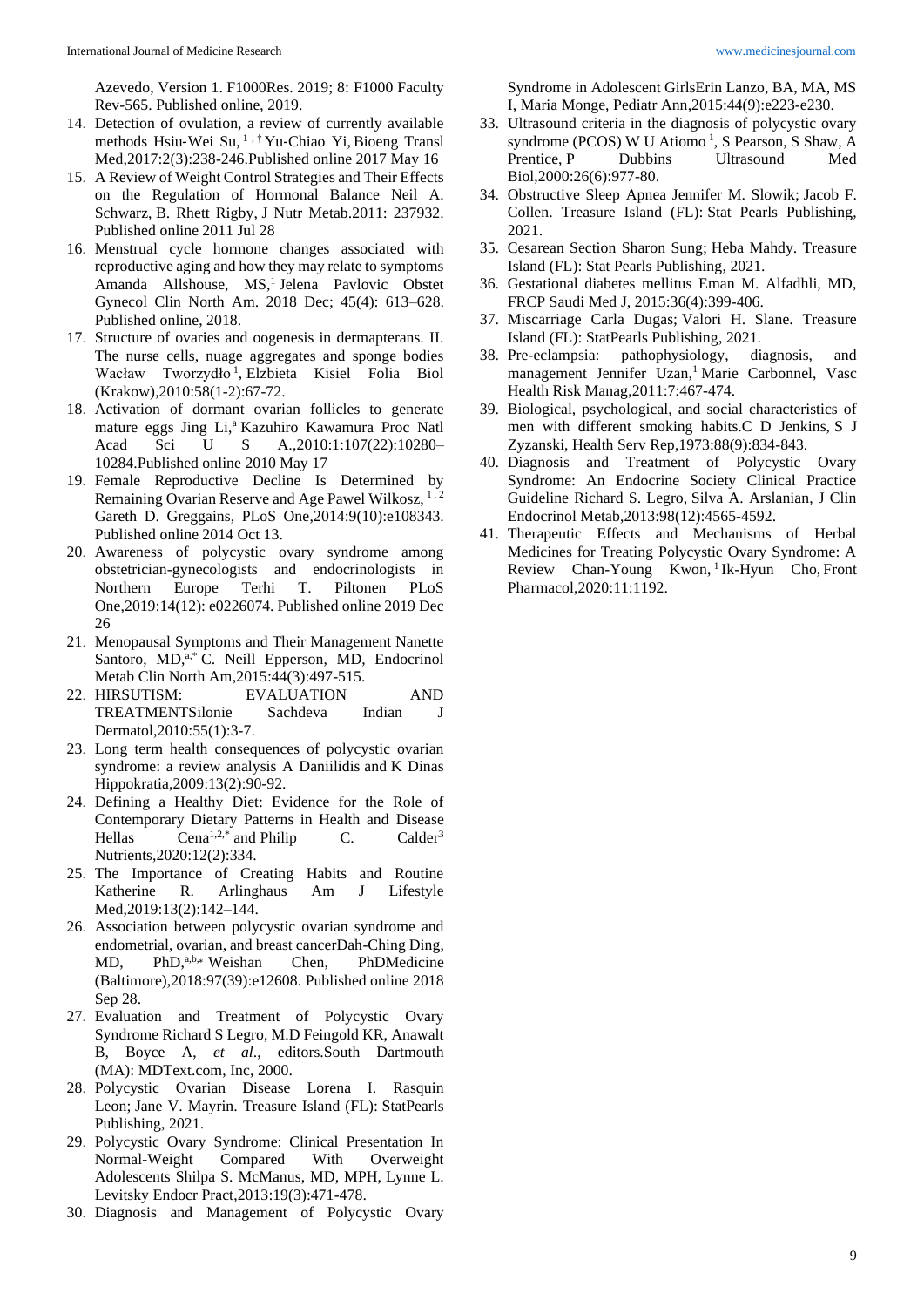Azevedo, Version 1. F1000Res. 2019; 8: F1000 Faculty Rev-565. Published online, 2019.

14. Detection of ovulation, a review of currently available methods Hsiu-Wei Su, [1, †] Yu-Chiao Yi, Bioeng Transl Med,2017:2(3):238-246.Published online 2017 May 16
15. A Review of Weight Control Strategies and Their Effects on the Regulation of Hormonal Balance Neil A. Schwarz, B. Rhett Rigby, J Nutr Metab.2011: 237932. Published online 2011 Jul 28
16. Menstrual cycle hormone changes associated with reproductive aging and how they may relate to symptoms Amanda Allshouse, MS,[1] Jelena Pavlovic Obstet Gynecol Clin North Am. 2018 Dec; 45(4): 613–628. Published online, 2018.
17. Structure of ovaries and oogenesis in dermapterans. II. The nurse cells, nuage aggregates and sponge bodies Wacław Tworzydło[1], Elzbieta Kisiel Folia Biol (Krakow),2010:58(1-2):67-72.
18. Activation of dormant ovarian follicles to generate mature eggs Jing Li,[a] Kazuhiro Kawamura Proc Natl Acad Sci U S A.,2010:1:107(22):10280–10284.Published online 2010 May 17
19. Female Reproductive Decline Is Determined by Remaining Ovarian Reserve and Age Pawel Wilkosz, [1, 2] Gareth D. Greggains, PLoS One,2014:9(10):e108343. Published online 2014 Oct 13.
20. Awareness of polycystic ovary syndrome among obstetrician-gynecologists and endocrinologists in Northern Europe Terhi T. Piltonen PLoS One,2019:14(12): e0226074. Published online 2019 Dec 26
21. Menopausal Symptoms and Their Management Nanette Santoro, MD,[a,*] C. Neill Epperson, MD, Endocrinol Metab Clin North Am,2015:44(3):497-515.
22. HIRSUTISM: EVALUATION AND TREATMENTSilonie Sachdeva Indian J Dermatol,2010:55(1):3-7.
23. Long term health consequences of polycystic ovarian syndrome: a review analysis A Daniilidis and K Dinas Hippokratia,2009:13(2):90-92.
24. Defining a Healthy Diet: Evidence for the Role of Contemporary Dietary Patterns in Health and Disease Hellas Cena[1,2,*] and Philip C. Calder[3] Nutrients,2020:12(2):334.
25. The Importance of Creating Habits and Routine Katherine R. Arlinghaus Am J Lifestyle Med,2019:13(2):142–144.
26. Association between polycystic ovarian syndrome and endometrial, ovarian, and breast cancerDah-Ching Ding, MD, PhD,[a,b,*] Weishan Chen, PhDMedicine (Baltimore),2018:97(39):e12608. Published online 2018 Sep 28.
27. Evaluation and Treatment of Polycystic Ovary Syndrome Richard S Legro, M.D Feingold KR, Anawalt B, Boyce A, *et al*., editors.South Dartmouth (MA): MDText.com, Inc, 2000.
28. Polycystic Ovarian Disease Lorena I. Rasquin Leon; Jane V. Mayrin. Treasure Island (FL): StatPearls Publishing, 2021.
29. Polycystic Ovary Syndrome: Clinical Presentation In Normal-Weight Compared With Overweight Adolescents Shilpa S. McManus, MD, MPH, Lynne L. Levitsky Endocr Pract,2013:19(3):471-478.
30. Diagnosis and Management of Polycystic Ovary Syndrome in Adolescent GirlsErin Lanzo, BA, MA, MS I, Maria Monge, Pediatr Ann,2015:44(9):e223-e230.
33. Ultrasound criteria in the diagnosis of polycystic ovary syndrome (PCOS) W U Atiomo[1], S Pearson, S Shaw, A Prentice, P Dubbins Ultrasound Med Biol,2000:26(6):977-80.
34. Obstructive Sleep Apnea Jennifer M. Slowik; Jacob F. Collen. Treasure Island (FL): Stat Pearls Publishing, 2021.
35. Cesarean Section Sharon Sung; Heba Mahdy. Treasure Island (FL): Stat Pearls Publishing, 2021.
36. Gestational diabetes mellitus Eman M. Alfadhli, MD, FRCP Saudi Med J, 2015:36(4):399-406.
37. Miscarriage Carla Dugas; Valori H. Slane. Treasure Island (FL): StatPearls Publishing, 2021.
38. Pre-eclampsia: pathophysiology, diagnosis, and management Jennifer Uzan,[1] Marie Carbonnel, Vasc Health Risk Manag,2011:7:467-474.
39. Biological, psychological, and social characteristics of men with different smoking habits.C D Jenkins, S J Zyzanski, Health Serv Rep,1973:88(9):834-843.
40. Diagnosis and Treatment of Polycystic Ovary Syndrome: An Endocrine Society Clinical Practice Guideline Richard S. Legro, Silva A. Arslanian, J Clin Endocrinol Metab,2013:98(12):4565-4592.
41. Therapeutic Effects and Mechanisms of Herbal Medicines for Treating Polycystic Ovary Syndrome: A Review Chan-Young Kwon, [1] Ik-Hyun Cho, Front Pharmacol,2020:11:1192.